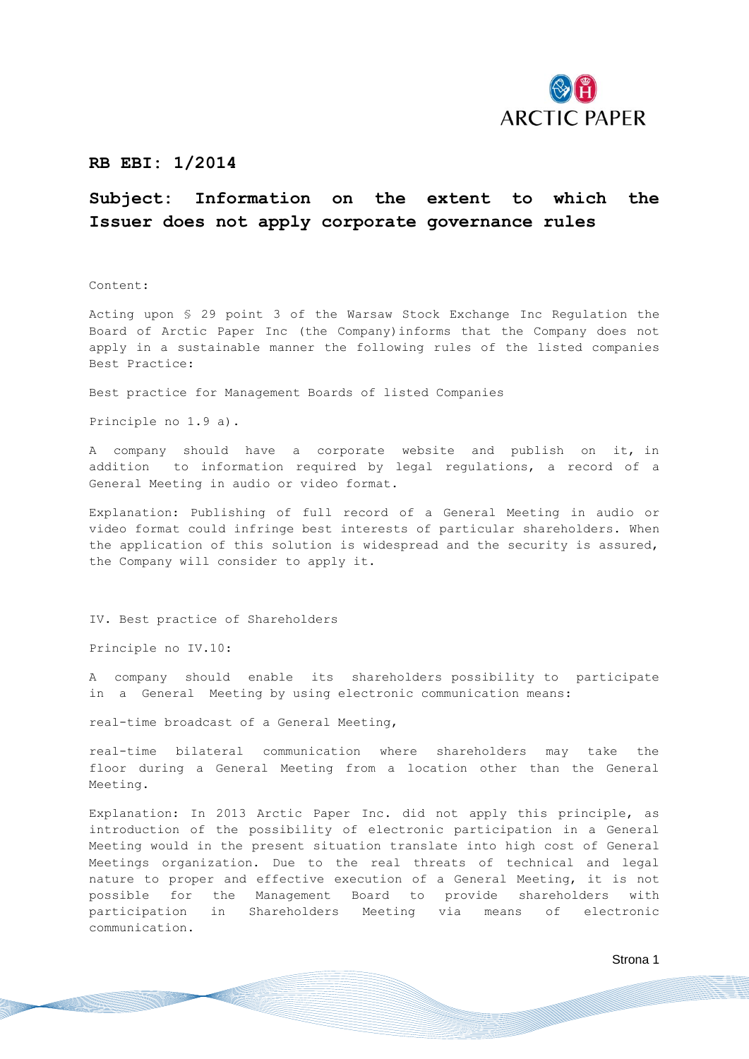# RB EBI: 1/2014

## Subject: Information on the extent to which the Issuer does not apply corporate governance rules

Content:

Acting upon § 29 point 3 of the Warsaw Stock Exchange Inc Regulation the Board of Arctic Paper Inc (the Company)informs that the Company does not apply in a sustainable manner the following rules of the listed companies Best Practice:

Best practice for Management Boards of listed Companies

Principle no 1.9 a).

A company should have a corporate website and publish on it, in addition to information required by legal regulations, a record of a General Meeting in audio or video format.

Explanation: Publishing of full record of a General Meeting in audio or video format could infringe best interests of particular shareholders. When the application of this solution is widespread and the security is assured, the Company will consider to apply it.

IV. Best practice of Shareholders

Principle no IV.10:

A company should enable its shareholders possibility to participate in a General Meeting by using electronic communication means:

real-time broadcast of a General Meeting,

real-time bilateral communication where shareholders may take the floor during a General Meeting from a location other than the General Meeting.

Explanation: In 2013 Arctic Paper Inc. did not apply this principle, as introduction of the possibility of electronic participation in a General Meeting would in the present situation translate into high cost of General Meetings organization. Due to the real threats of technical and legal nature to proper and effective execution of a General Meeting, it is not possible for the Management Board to provide shareholders with participation in Shareholders Meeting via means of electronic communication.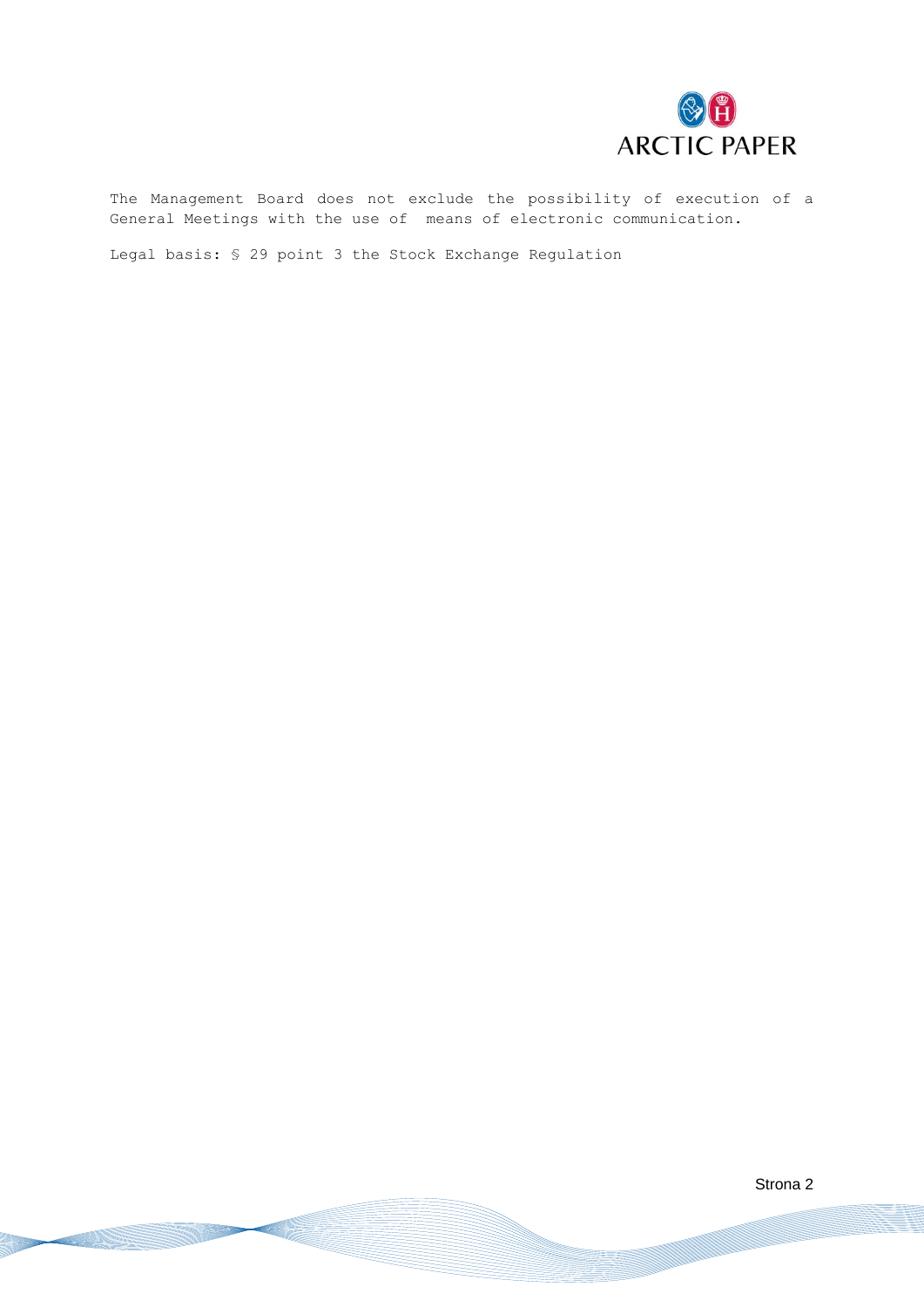The Management Board does not exclude the possibility of execution of a General Meetings with the use of means of electronic communication.

Legal basis: § 29 point 3 the Stock Exchange Regulation